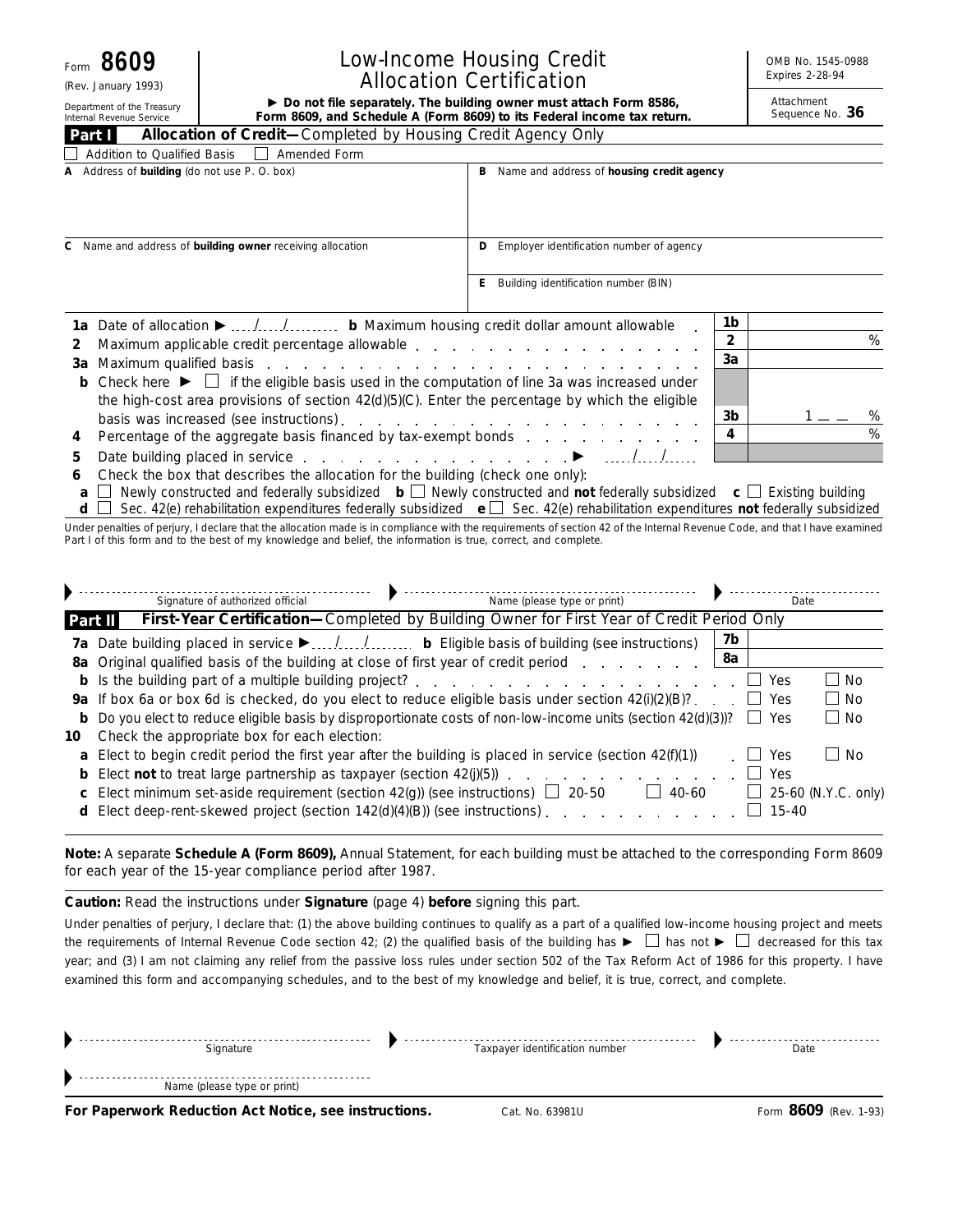Form **8609**

(Rev. January 1993)

Department of the Treasury
Internal Revenue Service

# Low-Income Housing Credit Allocation Certification

► **Do not file separately. The building owner must attach Form 8586, Form 8609, and Schedule A (Form 8609) to its Federal income tax return.**

OMB No. 1545-0988
Expires 2-28-94

Attachment
Sequence No. **36**

## Part I — Allocation of Credit—Completed by Housing Credit Agency Only

☐ Addition to Qualified Basis ☐ Amended Form

**A** Address of **building** (do not use P. O. box)

**B** Name and address of **housing credit agency**

**C** Name and address of **building owner** receiving allocation

**D** Employer identification number of agency

**E** Building identification number (BIN)

**1a** Date of allocation ► ..../..../........ **b** Maximum housing credit dollar amount allowable . . . **1b**

**2** Maximum applicable credit percentage allowable . . . **2** %

**3a** Maximum qualified basis . . . **3a**

**b** Check here ► ☐ if the eligible basis used in the computation of line 3a was increased under the high-cost area provisions of section 42(d)(5)(C). Enter the percentage by which the eligible basis was increased (see instructions) . . . **3b** 1 __ __ %

**4** Percentage of the aggregate basis financed by tax-exempt bonds . . . **4** %

**5** Date building placed in service . . . ► ..../..../......

**6** Check the box that describes the allocation for the building (check one only):

**a** ☐ Newly constructed and federally subsidized **b** ☐ Newly constructed and **not** federally subsidized **c** ☐ Existing building
**d** ☐ Sec. 42(e) rehabilitation expenditures federally subsidized **e** ☐ Sec. 42(e) rehabilitation expenditures **not** federally subsidized

Under penalties of perjury, I declare that the allocation made is in compliance with the requirements of section 42 of the Internal Revenue Code, and that I have examined Part I of this form and to the best of my knowledge and belief, the information is true, correct, and complete.

► Signature of authorized official ► Name (please type or print) ► Date

## Part II — First-Year Certification—Completed by Building Owner for First Year of Credit Period Only

**7a** Date building placed in service ►..../..../........ **b** Eligible basis of building (see instructions) **7b**

**8a** Original qualified basis of the building at close of first year of credit period . . . **8a**

**b** Is the building part of a multiple building project? . . . ☐ Yes ☐ No

**9a** If box 6a or box 6d is checked, do you elect to reduce eligible basis under section 42(i)(2)(B)? . . . ☐ Yes ☐ No

**b** Do you elect to reduce eligible basis by disproportionate costs of non-low-income units (section 42(d)(3))? ☐ Yes ☐ No

**10** Check the appropriate box for each election:

**a** Elect to begin credit period the first year after the building is placed in service (section 42(f)(1)) . ☐ Yes ☐ No

**b** Elect **not** to treat large partnership as taxpayer (section 42(j)(5)) . . . ☐ Yes

**c** Elect minimum set-aside requirement (section 42(g)) (see instructions) ☐ 20-50 ☐ 40-60 ☐ 25-60 (N.Y.C. only)

**d** Elect deep-rent-skewed project (section 142(d)(4)(B)) (see instructions) . . . ☐ 15-40

**Note:** A separate **Schedule A (Form 8609),** Annual Statement, for each building must be attached to the corresponding Form 8609 for each year of the 15-year compliance period after 1987.

**Caution:** Read the instructions under **Signature** (page 4) **before** signing this part.

Under penalties of perjury, I declare that: (1) the above building continues to qualify as a part of a qualified low-income housing project and meets the requirements of Internal Revenue Code section 42; (2) the qualified basis of the building has ► ☐ has not ► ☐ decreased for this tax year; and (3) I am not claiming any relief from the passive loss rules under section 502 of the Tax Reform Act of 1986 for this property. I have examined this form and accompanying schedules, and to the best of my knowledge and belief, it is true, correct, and complete.

► Signature ► Taxpayer identification number ► Date

► Name (please type or print)

**For Paperwork Reduction Act Notice, see instructions.** Cat. No. 63981U Form **8609** (Rev. 1-93)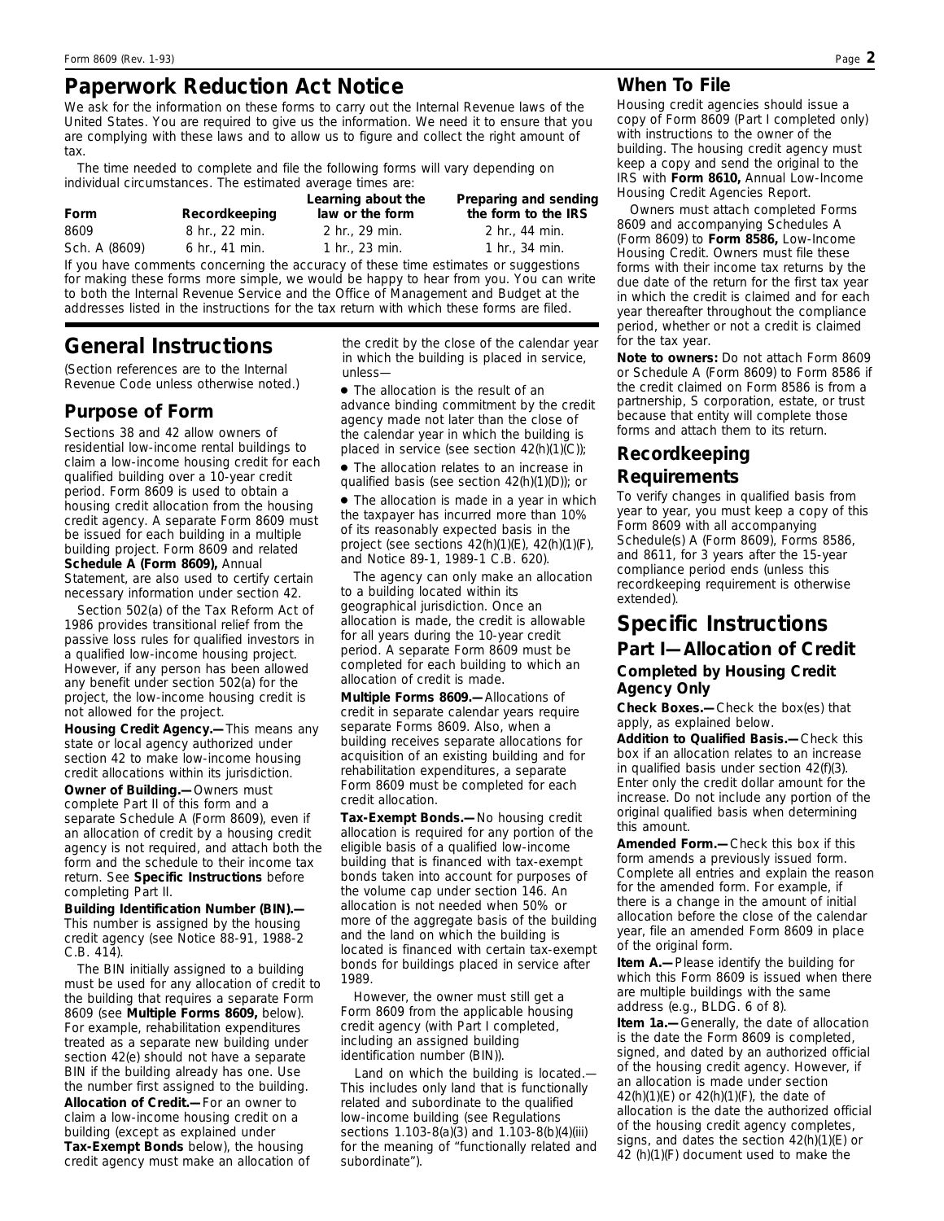## Paperwork Reduction Act Notice

We ask for the information on these forms to carry out the Internal Revenue laws of the United States. You are required to give us the information. We need it to ensure that you are complying with these laws and to allow us to figure and collect the right amount of tax.

The time needed to complete and file the following forms will vary depending on individual circumstances. The estimated average times are:

| Form | Recordkeeping | Learning about the law or the form | Preparing and sending the form to the IRS |
|---|---|---|---|
| 8609 | 8 hr., 22 min. | 2 hr., 29 min. | 2 hr., 44 min. |
| Sch. A (8609) | 6 hr., 41 min. | 1 hr., 23 min. | 1 hr., 34 min. |

If you have comments concerning the accuracy of these time estimates or suggestions for making these forms more simple, we would be happy to hear from you. You can write to both the Internal Revenue Service and the Office of Management and Budget at the addresses listed in the instructions for the tax return with which these forms are filed.

# General Instructions

(Section references are to the Internal Revenue Code unless otherwise noted.)

## Purpose of Form

Sections 38 and 42 allow owners of residential low-income rental buildings to claim a low-income housing credit for each qualified building over a 10-year credit period. Form 8609 is used to obtain a housing credit allocation from the housing credit agency. A separate Form 8609 must be issued for each building in a multiple building project. Form 8609 and related **Schedule A (Form 8609),** Annual Statement, are also used to certify certain necessary information under section 42.

Section 502(a) of the Tax Reform Act of 1986 provides transitional relief from the passive loss rules for qualified investors in a qualified low-income housing project. However, if any person has been allowed any benefit under section 502(a) for the project, the low-income housing credit is not allowed for the project.

**Housing Credit Agency.—** This means any state or local agency authorized under section 42 to make low-income housing credit allocations within its jurisdiction.

**Owner of Building.—** Owners must complete Part II of this form and a separate Schedule A (Form 8609), even if an allocation of credit by a housing credit agency is not required, and attach both the form and the schedule to their income tax return. See **Specific Instructions** before completing Part II.

**Building Identification Number (BIN).—** This number is assigned by the housing credit agency (see Notice 88-91, 1988-2 C.B. 414).

The BIN initially assigned to a building must be used for any allocation of credit to the building that requires a separate Form 8609 (see **Multiple Forms 8609,** below). For example, rehabilitation expenditures treated as a separate new building under section 42(e) should not have a separate BIN if the building already has one. Use the number first assigned to the building.

**Allocation of Credit.—** For an owner to claim a low-income housing credit on a building (except as explained under **Tax-Exempt Bonds** below), the housing credit agency must make an allocation of the credit by the close of the calendar year in which the building is placed in service, unless—

- The allocation is the result of an advance binding commitment by the credit agency made not later than the close of the calendar year in which the building is placed in service (see section 42(h)(1)(C));
- The allocation relates to an increase in qualified basis (see section 42(h)(1)(D)); or
- The allocation is made in a year in which the taxpayer has incurred more than 10% of its reasonably expected basis in the project (see sections 42(h)(1)(E), 42(h)(1)(F), and Notice 89-1, 1989-1 C.B. 620).

The agency can only make an allocation to a building located within its geographical jurisdiction. Once an allocation is made, the credit is allowable for all years during the 10-year credit period. A separate Form 8609 must be completed for each building to which an allocation of credit is made.

**Multiple Forms 8609.—** Allocations of credit in separate calendar years require separate Forms 8609. Also, when a building receives separate allocations for acquisition of an existing building and for rehabilitation expenditures, a separate Form 8609 must be completed for each credit allocation.

**Tax-Exempt Bonds.—** No housing credit allocation is required for any portion of the eligible basis of a qualified low-income building that is financed with tax-exempt bonds taken into account for purposes of the volume cap under section 146. An allocation is not needed when 50% or more of the aggregate basis of the building and the land on which the building is located is financed with certain tax-exempt bonds for buildings placed in service after 1989.

However, the owner must still get a Form 8609 from the applicable housing credit agency (with Part I completed, including an assigned building identification number (BIN)).

Land on which the building is located.— This includes only land that is functionally related and subordinate to the qualified low-income building (see Regulations sections 1.103-8(a)(3) and 1.103-8(b)(4)(iii) for the meaning of "functionally related and subordinate").

## When To File

Housing credit agencies should issue a copy of Form 8609 (Part I completed only) with instructions to the owner of the building. The housing credit agency must keep a copy and send the original to the IRS with **Form 8610,** Annual Low-Income Housing Credit Agencies Report.

Owners must attach completed Forms 8609 and accompanying Schedules A (Form 8609) to **Form 8586,** Low-Income Housing Credit. Owners must file these forms with their income tax returns by the due date of the return for the first tax year in which the credit is claimed and for each year thereafter throughout the compliance period, whether or not a credit is claimed for the tax year.

**Note to owners:** Do not attach Form 8609 or Schedule A (Form 8609) to Form 8586 if the credit claimed on Form 8586 is from a partnership, S corporation, estate, or trust because that entity will complete those forms and attach them to its return.

## Recordkeeping Requirements

To verify changes in qualified basis from year to year, you must keep a copy of this Form 8609 with all accompanying Schedule(s) A (Form 8609), Forms 8586, and 8611, for 3 years after the 15-year compliance period ends (unless this recordkeeping requirement is otherwise extended).

# Specific Instructions

## Part I—Allocation of Credit

### Completed by Housing Credit Agency Only

**Check Boxes.—** Check the box(es) that apply, as explained below.

**Addition to Qualified Basis.—** Check this box if an allocation relates to an increase in qualified basis under section 42(f)(3). Enter only the credit dollar amount for the increase. Do not include any portion of the original qualified basis when determining this amount.

**Amended Form.—** Check this box if this form amends a previously issued form. Complete all entries and explain the reason for the amended form. For example, if there is a change in the amount of initial allocation before the close of the calendar year, file an amended Form 8609 in place of the original form.

**Item A.—** Please identify the building for which this Form 8609 is issued when there are multiple buildings with the same address (e.g., BLDG. 6 of 8).

**Item 1a.—** Generally, the date of allocation is the date the Form 8609 is completed, signed, and dated by an authorized official of the housing credit agency. However, if an allocation is made under section 42(h)(1)(E) or 42(h)(1)(F), the date of allocation is the date the authorized official of the housing credit agency completes, signs, and dates the section 42(h)(1)(E) or 42 (h)(1)(F) document used to make the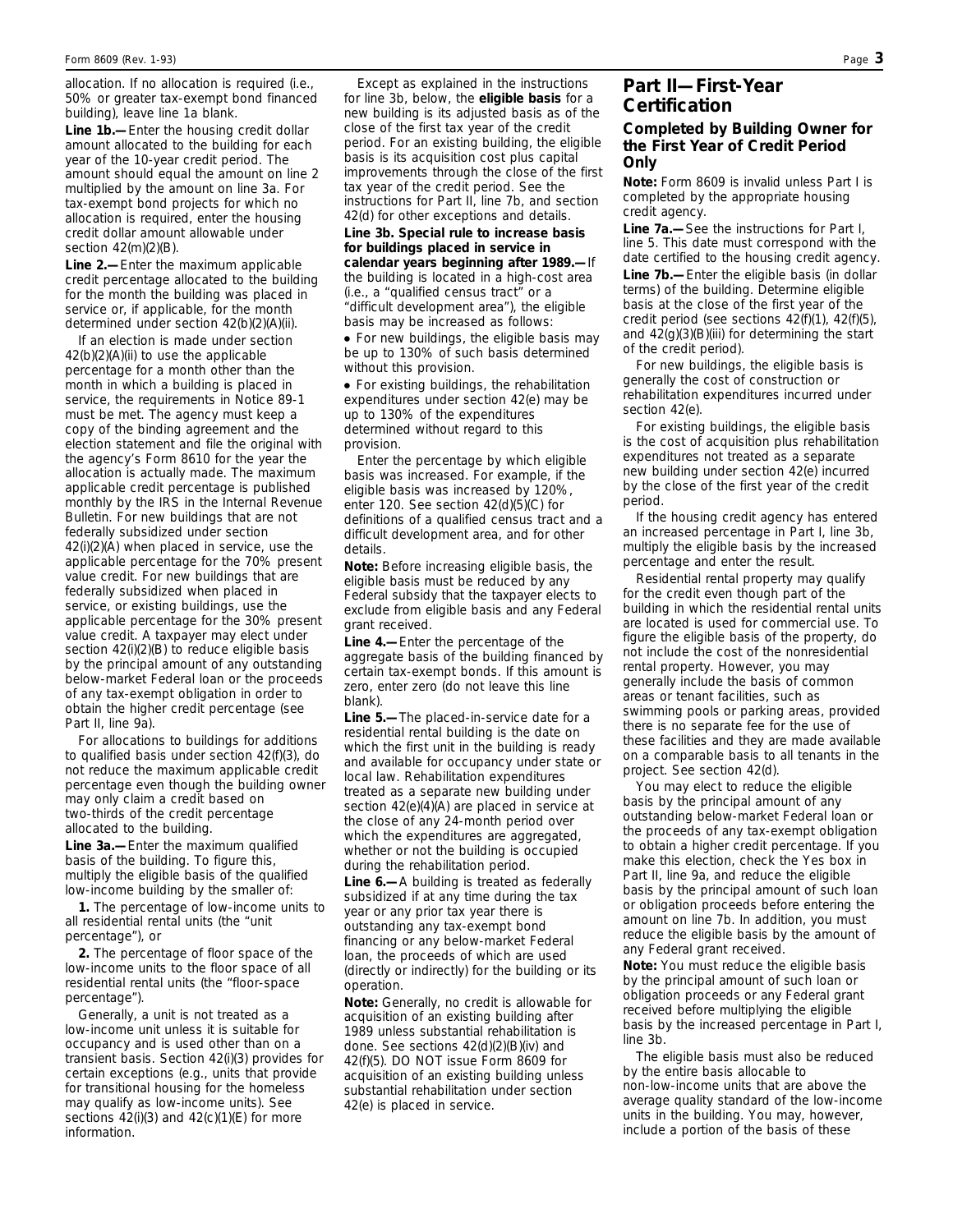allocation. If no allocation is required (i.e., 50% or greater tax-exempt bond financed building), leave line 1a blank.

**Line 1b.—** Enter the housing credit dollar amount allocated to the building for each year of the 10-year credit period. The amount should equal the amount on line 2 multiplied by the amount on line 3a. For tax-exempt bond projects for which no allocation is required, enter the housing credit dollar amount allowable under section 42(m)(2)(B).

**Line 2.—** Enter the maximum applicable credit percentage allocated to the building for the month the building was placed in service or, if applicable, for the month determined under section 42(b)(2)(A)(ii).

If an election is made under section 42(b)(2)(A)(ii) to use the applicable percentage for a month other than the month in which a building is placed in service, the requirements in Notice 89-1 must be met. The agency must keep a copy of the binding agreement and the election statement and file the original with the agency's Form 8610 for the year the allocation is actually made. The maximum applicable credit percentage is published monthly by the IRS in the Internal Revenue Bulletin. For new buildings that are not federally subsidized under section 42(i)(2)(A) when placed in service, use the applicable percentage for the 70% present value credit. For new buildings that are federally subsidized when placed in service, or existing buildings, use the applicable percentage for the 30% present value credit. A taxpayer may elect under section 42(i)(2)(B) to reduce eligible basis by the principal amount of any outstanding below-market Federal loan or the proceeds of any tax-exempt obligation in order to obtain the higher credit percentage (see Part II, line 9a).

For allocations to buildings for additions to qualified basis under section 42(f)(3), do not reduce the maximum applicable credit percentage even though the building owner may only claim a credit based on two-thirds of the credit percentage allocated to the building.

**Line 3a.—** Enter the maximum qualified basis of the building. To figure this, multiply the eligible basis of the qualified low-income building by the smaller of:

**1.** The percentage of low-income units to all residential rental units (the "unit percentage"), or

**2.** The percentage of floor space of the low-income units to the floor space of all residential rental units (the "floor-space percentage").

Generally, a unit is not treated as a low-income unit unless it is suitable for occupancy and is used other than on a transient basis. Section 42(i)(3) provides for certain exceptions (e.g., units that provide for transitional housing for the homeless may qualify as low-income units). See sections 42(i)(3) and 42(c)(1)(E) for more information.

Except as explained in the instructions for line 3b, below, the **eligible basis** for a new building is its adjusted basis as of the close of the first tax year of the credit period. For an existing building, the eligible basis is its acquisition cost plus capital improvements through the close of the first tax year of the credit period. See the instructions for Part II, line 7b, and section 42(d) for other exceptions and details.

**Line 3b. Special rule to increase basis for buildings placed in service in calendar years beginning after 1989.—** If the building is located in a high-cost area (i.e., a "qualified census tract" or a "difficult development area"), the eligible basis may be increased as follows:

- For new buildings, the eligible basis may be up to 130% of such basis determined without this provision.
- For existing buildings, the rehabilitation expenditures under section 42(e) may be up to 130% of the expenditures determined without regard to this provision.

Enter the percentage by which eligible basis was increased. For example, if the eligible basis was increased by 120%, enter 120. See section 42(d)(5)(C) for definitions of a qualified census tract and a difficult development area, and for other details.

**Note:** Before increasing eligible basis, the eligible basis must be reduced by any Federal subsidy that the taxpayer elects to exclude from eligible basis and any Federal grant received.

**Line 4.—** Enter the percentage of the aggregate basis of the building financed by certain tax-exempt bonds. If this amount is zero, enter zero (do not leave this line blank).

**Line 5.—** The placed-in-service date for a residential rental building is the date on which the first unit in the building is ready and available for occupancy under state or local law. Rehabilitation expenditures treated as a separate new building under section 42(e)(4)(A) are placed in service at the close of any 24-month period over which the expenditures are aggregated, whether or not the building is occupied during the rehabilitation period.

**Line 6.—** A building is treated as federally subsidized if at any time during the tax year or any prior tax year there is outstanding any tax-exempt bond financing or any below-market Federal loan, the proceeds of which are used (directly or indirectly) for the building or its operation.

**Note:** Generally, no credit is allowable for acquisition of an existing building after 1989 unless substantial rehabilitation is done. See sections 42(d)(2)(B)(iv) and 42(f)(5). DO NOT issue Form 8609 for acquisition of an existing building unless substantial rehabilitation under section 42(e) is placed in service.

## Part II—First-Year Certification

### Completed by Building Owner for the First Year of Credit Period Only

**Note:** Form 8609 is invalid unless Part I is completed by the appropriate housing credit agency.

**Line 7a.—** See the instructions for Part I, line 5. This date must correspond with the date certified to the housing credit agency.

**Line 7b.—** Enter the eligible basis (in dollar terms) of the building. Determine eligible basis at the close of the first year of the credit period (see sections 42(f)(1), 42(f)(5), and 42(g)(3)(B)(iii) for determining the start of the credit period).

For new buildings, the eligible basis is generally the cost of construction or rehabilitation expenditures incurred under section 42(e).

For existing buildings, the eligible basis is the cost of acquisition plus rehabilitation expenditures not treated as a separate new building under section 42(e) incurred by the close of the first year of the credit period.

If the housing credit agency has entered an increased percentage in Part I, line 3b, multiply the eligible basis by the increased percentage and enter the result.

Residential rental property may qualify for the credit even though part of the building in which the residential rental units are located is used for commercial use. To figure the eligible basis of the property, do not include the cost of the nonresidential rental property. However, you may generally include the basis of common areas or tenant facilities, such as swimming pools or parking areas, provided there is no separate fee for the use of these facilities and they are made available on a comparable basis to all tenants in the project. See section 42(d).

You may elect to reduce the eligible basis by the principal amount of any outstanding below-market Federal loan or the proceeds of any tax-exempt obligation to obtain a higher credit percentage. If you make this election, check the Yes box in Part II, line 9a, and reduce the eligible basis by the principal amount of such loan or obligation proceeds before entering the amount on line 7b. In addition, you must reduce the eligible basis by the amount of any Federal grant received.

**Note:** You must reduce the eligible basis by the principal amount of such loan or obligation proceeds or any Federal grant received before multiplying the eligible basis by the increased percentage in Part I, line 3b.

The eligible basis must also be reduced by the entire basis allocable to non-low-income units that are above the average quality standard of the low-income units in the building. You may, however, include a portion of the basis of these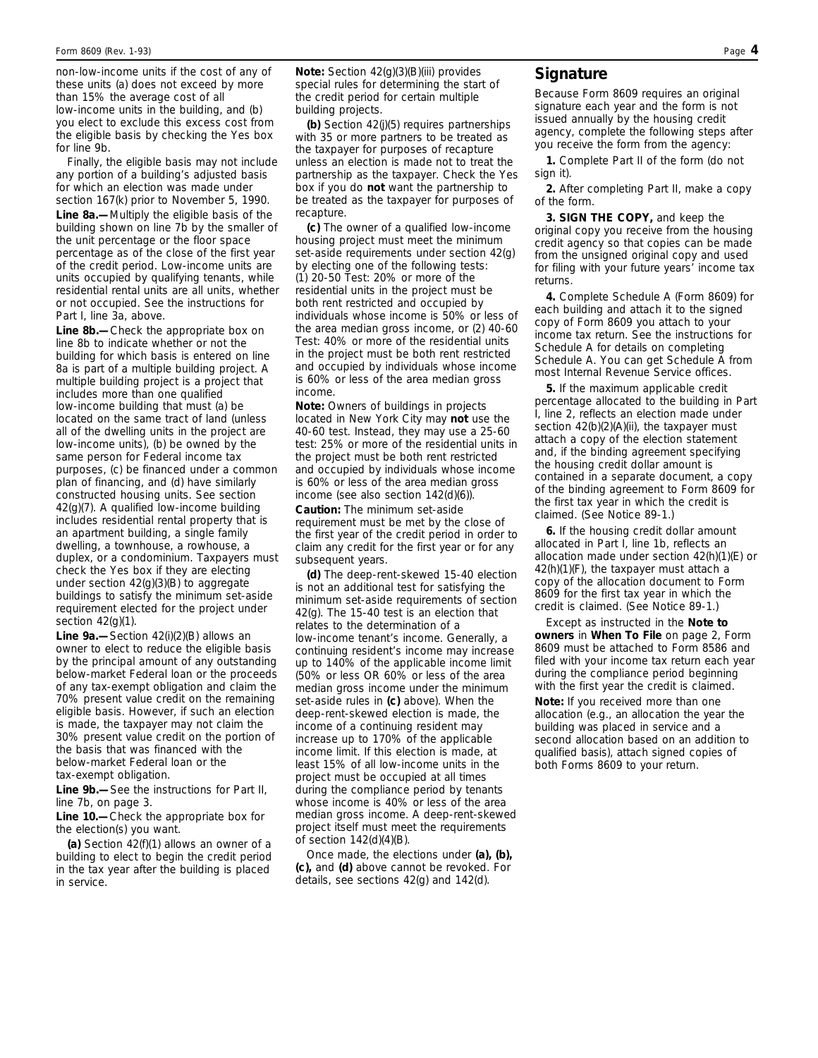non-low-income units if the cost of any of these units (a) does not exceed by more than 15% the average cost of all low-income units in the building, and (b) you elect to exclude this excess cost from the eligible basis by checking the Yes box for line 9b.

Finally, the eligible basis may not include any portion of a building's adjusted basis for which an election was made under section 167(k) prior to November 5, 1990.

**Line 8a.—**Multiply the eligible basis of the building shown on line 7b by the smaller of the unit percentage or the floor space percentage as of the close of the first year of the credit period. Low-income units are units occupied by qualifying tenants, while residential rental units are all units, whether or not occupied. See the instructions for Part I, line 3a, above.

**Line 8b.—**Check the appropriate box on line 8b to indicate whether or not the building for which basis is entered on line 8a is part of a multiple building project. A multiple building project is a project that includes more than one qualified low-income building that must (a) be located on the same tract of land (unless all of the dwelling units in the project are low-income units), (b) be owned by the same person for Federal income tax purposes, (c) be financed under a common plan of financing, and (d) have similarly constructed housing units. See section 42(g)(7). A qualified low-income building includes residential rental property that is an apartment building, a single family dwelling, a townhouse, a rowhouse, a duplex, or a condominium. Taxpayers must check the Yes box if they are electing under section 42(g)(3)(B) to aggregate buildings to satisfy the minimum set-aside requirement elected for the project under section 42(g)(1).

**Line 9a.—**Section 42(i)(2)(B) allows an owner to elect to reduce the eligible basis by the principal amount of any outstanding below-market Federal loan or the proceeds of any tax-exempt obligation and claim the 70% present value credit on the remaining eligible basis. However, if such an election is made, the taxpayer may not claim the 30% present value credit on the portion of the basis that was financed with the below-market Federal loan or the tax-exempt obligation.

**Line 9b.—**See the instructions for Part II, line 7b, on page 3.

**Line 10.—**Check the appropriate box for the election(s) you want.

**(a)** Section 42(f)(1) allows an owner of a building to elect to begin the credit period in the tax year after the building is placed in service.

**Note:** Section 42(g)(3)(B)(iii) provides special rules for determining the start of the credit period for certain multiple building projects.

**(b)** Section 42(j)(5) requires partnerships with 35 or more partners to be treated as the taxpayer for purposes of recapture unless an election is made not to treat the partnership as the taxpayer. Check the Yes box if you do **not** want the partnership to be treated as the taxpayer for purposes of recapture.

**(c)** The owner of a qualified low-income housing project must meet the minimum set-aside requirements under section 42(g) by electing one of the following tests: (1) 20-50 Test: 20% or more of the residential units in the project must be both rent restricted and occupied by individuals whose income is 50% or less of the area median gross income, or (2) 40-60 Test: 40% or more of the residential units in the project must be both rent restricted and occupied by individuals whose income is 60% or less of the area median gross income.

**Note:** Owners of buildings in projects located in New York City may **not** use the 40-60 test. Instead, they may use a 25-60 test: 25% or more of the residential units in the project must be both rent restricted and occupied by individuals whose income is 60% or less of the area median gross income (see also section 142(d)(6)).

**Caution:** The minimum set-aside requirement must be met by the close of the first year of the credit period in order to claim any credit for the first year or for any subsequent years.

**(d)** The deep-rent-skewed 15-40 election is not an additional test for satisfying the minimum set-aside requirements of section 42(g). The 15-40 test is an election that relates to the determination of a low-income tenant's income. Generally, a continuing resident's income may increase up to 140% of the applicable income limit (50% or less OR 60% or less of the area median gross income under the minimum set-aside rules in **(c)** above). When the deep-rent-skewed election is made, the income of a continuing resident may increase up to 170% of the applicable income limit. If this election is made, at least 15% of all low-income units in the project must be occupied at all times during the compliance period by tenants whose income is 40% or less of the area median gross income. A deep-rent-skewed project itself must meet the requirements of section 142(d)(4)(B).

Once made, the elections under **(a), (b), (c),** and **(d)** above cannot be revoked. For details, see sections 42(g) and 142(d).

## Signature

Because Form 8609 requires an original signature each year and the form is not issued annually by the housing credit agency, complete the following steps after you receive the form from the agency:

**1.** Complete Part II of the form (do not sign it).

**2.** After completing Part II, make a copy of the form.

**3. SIGN THE COPY,** and keep the original copy you receive from the housing credit agency so that copies can be made from the unsigned original copy and used for filing with your future years' income tax returns.

**4.** Complete Schedule A (Form 8609) for each building and attach it to the signed copy of Form 8609 you attach to your income tax return. See the instructions for Schedule A for details on completing Schedule A. You can get Schedule A from most Internal Revenue Service offices.

**5.** If the maximum applicable credit percentage allocated to the building in Part I, line 2, reflects an election made under section 42(b)(2)(A)(ii), the taxpayer must attach a copy of the election statement and, if the binding agreement specifying the housing credit dollar amount is contained in a separate document, a copy of the binding agreement to Form 8609 for the first tax year in which the credit is claimed. (See Notice 89-1.)

**6.** If the housing credit dollar amount allocated in Part I, line 1b, reflects an allocation made under section 42(h)(1)(E) or 42(h)(1)(F), the taxpayer must attach a copy of the allocation document to Form 8609 for the first tax year in which the credit is claimed. (See Notice 89-1.)

Except as instructed in the **Note to owners** in **When To File** on page 2, Form 8609 must be attached to Form 8586 and filed with your income tax return each year during the compliance period beginning with the first year the credit is claimed.

**Note:** If you received more than one allocation (e.g., an allocation the year the building was placed in service and a second allocation based on an addition to qualified basis), attach signed copies of both Forms 8609 to your return.